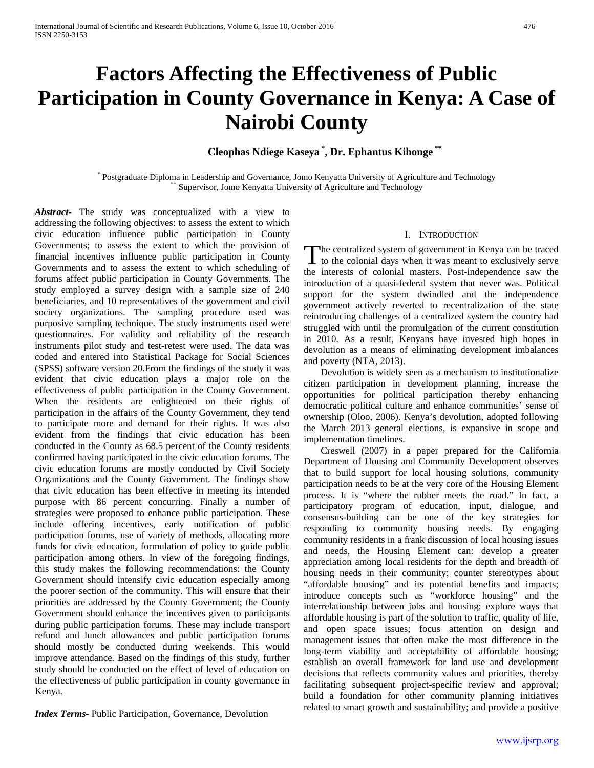# Factors Affecting the Effectiveness of Public Participation in County Governance in Kenya: A Case of Nairobi County

**Cleophas Ndiege Kaseya [*], Dr. Ephantus Kihonge [**]**

[*] Postgraduate Diploma in Leadership and Governance, Jomo Kenyatta University of Agriculture and Technology
[**] Supervisor, Jomo Kenyatta University of Agriculture and Technology

***Abstract***- The study was conceptualized with a view to addressing the following objectives: to assess the extent to which civic education influence public participation in County Governments; to assess the extent to which the provision of financial incentives influence public participation in County Governments and to assess the extent to which scheduling of forums affect public participation in County Governments. The study employed a survey design with a sample size of 240 beneficiaries, and 10 representatives of the government and civil society organizations. The sampling procedure used was purposive sampling technique. The study instruments used were questionnaires. For validity and reliability of the research instruments pilot study and test-retest were used. The data was coded and entered into Statistical Package for Social Sciences (SPSS) software version 20.From the findings of the study it was evident that civic education plays a major role on the effectiveness of public participation in the County Government. When the residents are enlightened on their rights of participation in the affairs of the County Government, they tend to participate more and demand for their rights. It was also evident from the findings that civic education has been conducted in the County as 68.5 percent of the County residents confirmed having participated in the civic education forums. The civic education forums are mostly conducted by Civil Society Organizations and the County Government. The findings show that civic education has been effective in meeting its intended purpose with 86 percent concurring. Finally a number of strategies were proposed to enhance public participation. These include offering incentives, early notification of public participation forums, use of variety of methods, allocating more funds for civic education, formulation of policy to guide public participation among others. In view of the foregoing findings, this study makes the following recommendations: the County Government should intensify civic education especially among the poorer section of the community. This will ensure that their priorities are addressed by the County Government; the County Government should enhance the incentives given to participants during public participation forums. These may include transport refund and lunch allowances and public participation forums should mostly be conducted during weekends. This would improve attendance. Based on the findings of this study, further study should be conducted on the effect of level of education on the effectiveness of public participation in county governance in Kenya.

***Index Terms***- Public Participation, Governance, Devolution

## I. Introduction

The centralized system of government in Kenya can be traced to the colonial days when it was meant to exclusively serve the interests of colonial masters. Post-independence saw the introduction of a quasi-federal system that never was. Political support for the system dwindled and the independence government actively reverted to recentralization of the state reintroducing challenges of a centralized system the country had struggled with until the promulgation of the current constitution in 2010. As a result, Kenyans have invested high hopes in devolution as a means of eliminating development imbalances and poverty (NTA, 2013).

Devolution is widely seen as a mechanism to institutionalize citizen participation in development planning, increase the opportunities for political participation thereby enhancing democratic political culture and enhance communities' sense of ownership (Oloo, 2006). Kenya's devolution, adopted following the March 2013 general elections, is expansive in scope and implementation timelines.

Creswell (2007) in a paper prepared for the California Department of Housing and Community Development observes that to build support for local housing solutions, community participation needs to be at the very core of the Housing Element process. It is "where the rubber meets the road." In fact, a participatory program of education, input, dialogue, and consensus-building can be one of the key strategies for responding to community housing needs. By engaging community residents in a frank discussion of local housing issues and needs, the Housing Element can: develop a greater appreciation among local residents for the depth and breadth of housing needs in their community; counter stereotypes about "affordable housing" and its potential benefits and impacts; introduce concepts such as "workforce housing" and the interrelationship between jobs and housing; explore ways that affordable housing is part of the solution to traffic, quality of life, and open space issues; focus attention on design and management issues that often make the most difference in the long-term viability and acceptability of affordable housing; establish an overall framework for land use and development decisions that reflects community values and priorities, thereby facilitating subsequent project-specific review and approval; build a foundation for other community planning initiatives related to smart growth and sustainability; and provide a positive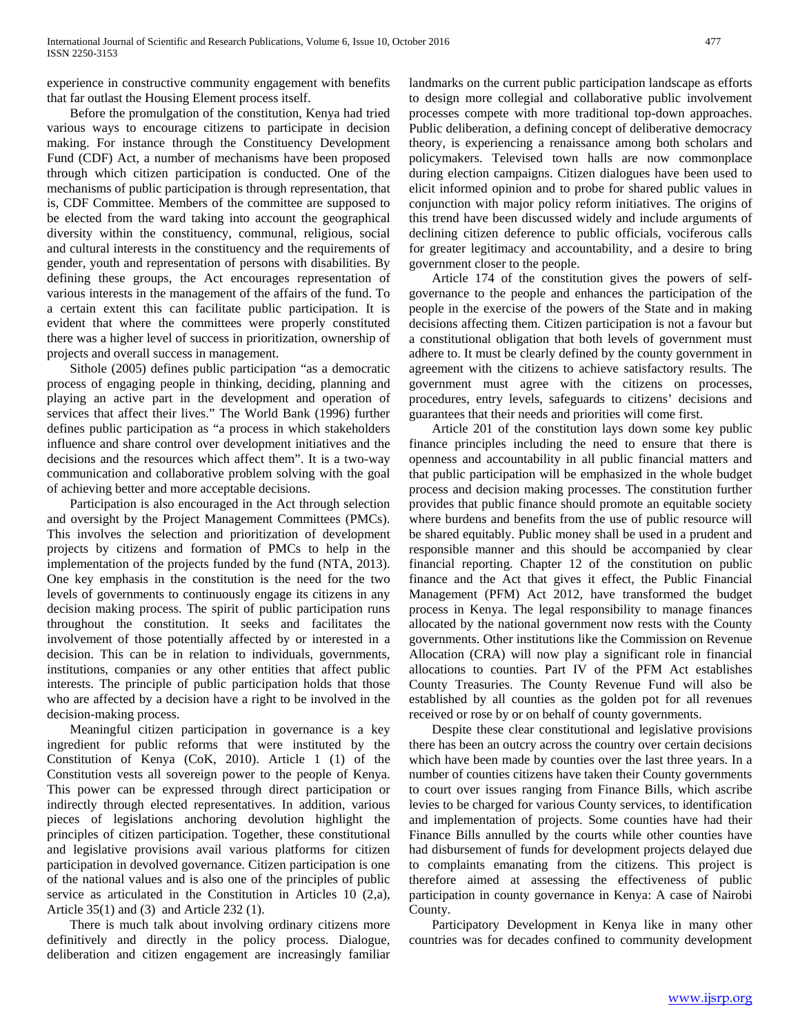experience in constructive community engagement with benefits that far outlast the Housing Element process itself.

Before the promulgation of the constitution, Kenya had tried various ways to encourage citizens to participate in decision making. For instance through the Constituency Development Fund (CDF) Act, a number of mechanisms have been proposed through which citizen participation is conducted. One of the mechanisms of public participation is through representation, that is, CDF Committee. Members of the committee are supposed to be elected from the ward taking into account the geographical diversity within the constituency, communal, religious, social and cultural interests in the constituency and the requirements of gender, youth and representation of persons with disabilities. By defining these groups, the Act encourages representation of various interests in the management of the affairs of the fund. To a certain extent this can facilitate public participation. It is evident that where the committees were properly constituted there was a higher level of success in prioritization, ownership of projects and overall success in management.

Sithole (2005) defines public participation "as a democratic process of engaging people in thinking, deciding, planning and playing an active part in the development and operation of services that affect their lives." The World Bank (1996) further defines public participation as "a process in which stakeholders influence and share control over development initiatives and the decisions and the resources which affect them". It is a two-way communication and collaborative problem solving with the goal of achieving better and more acceptable decisions.

Participation is also encouraged in the Act through selection and oversight by the Project Management Committees (PMCs). This involves the selection and prioritization of development projects by citizens and formation of PMCs to help in the implementation of the projects funded by the fund (NTA, 2013). One key emphasis in the constitution is the need for the two levels of governments to continuously engage its citizens in any decision making process. The spirit of public participation runs throughout the constitution. It seeks and facilitates the involvement of those potentially affected by or interested in a decision. This can be in relation to individuals, governments, institutions, companies or any other entities that affect public interests. The principle of public participation holds that those who are affected by a decision have a right to be involved in the decision-making process.

Meaningful citizen participation in governance is a key ingredient for public reforms that were instituted by the Constitution of Kenya (CoK, 2010). Article 1 (1) of the Constitution vests all sovereign power to the people of Kenya. This power can be expressed through direct participation or indirectly through elected representatives. In addition, various pieces of legislations anchoring devolution highlight the principles of citizen participation. Together, these constitutional and legislative provisions avail various platforms for citizen participation in devolved governance. Citizen participation is one of the national values and is also one of the principles of public service as articulated in the Constitution in Articles 10 (2,a), Article 35(1) and (3) and Article 232 (1).

There is much talk about involving ordinary citizens more definitively and directly in the policy process. Dialogue, deliberation and citizen engagement are increasingly familiar landmarks on the current public participation landscape as efforts to design more collegial and collaborative public involvement processes compete with more traditional top-down approaches. Public deliberation, a defining concept of deliberative democracy theory, is experiencing a renaissance among both scholars and policymakers. Televised town halls are now commonplace during election campaigns. Citizen dialogues have been used to elicit informed opinion and to probe for shared public values in conjunction with major policy reform initiatives. The origins of this trend have been discussed widely and include arguments of declining citizen deference to public officials, vociferous calls for greater legitimacy and accountability, and a desire to bring government closer to the people.

Article 174 of the constitution gives the powers of self-governance to the people and enhances the participation of the people in the exercise of the powers of the State and in making decisions affecting them. Citizen participation is not a favour but a constitutional obligation that both levels of government must adhere to. It must be clearly defined by the county government in agreement with the citizens to achieve satisfactory results. The government must agree with the citizens on processes, procedures, entry levels, safeguards to citizens' decisions and guarantees that their needs and priorities will come first.

Article 201 of the constitution lays down some key public finance principles including the need to ensure that there is openness and accountability in all public financial matters and that public participation will be emphasized in the whole budget process and decision making processes. The constitution further provides that public finance should promote an equitable society where burdens and benefits from the use of public resource will be shared equitably. Public money shall be used in a prudent and responsible manner and this should be accompanied by clear financial reporting. Chapter 12 of the constitution on public finance and the Act that gives it effect, the Public Financial Management (PFM) Act 2012, have transformed the budget process in Kenya. The legal responsibility to manage finances allocated by the national government now rests with the County governments. Other institutions like the Commission on Revenue Allocation (CRA) will now play a significant role in financial allocations to counties. Part IV of the PFM Act establishes County Treasuries. The County Revenue Fund will also be established by all counties as the golden pot for all revenues received or rose by or on behalf of county governments.

Despite these clear constitutional and legislative provisions there has been an outcry across the country over certain decisions which have been made by counties over the last three years. In a number of counties citizens have taken their County governments to court over issues ranging from Finance Bills, which ascribe levies to be charged for various County services, to identification and implementation of projects. Some counties have had their Finance Bills annulled by the courts while other counties have had disbursement of funds for development projects delayed due to complaints emanating from the citizens. This project is therefore aimed at assessing the effectiveness of public participation in county governance in Kenya: A case of Nairobi County.

Participatory Development in Kenya like in many other countries was for decades confined to community development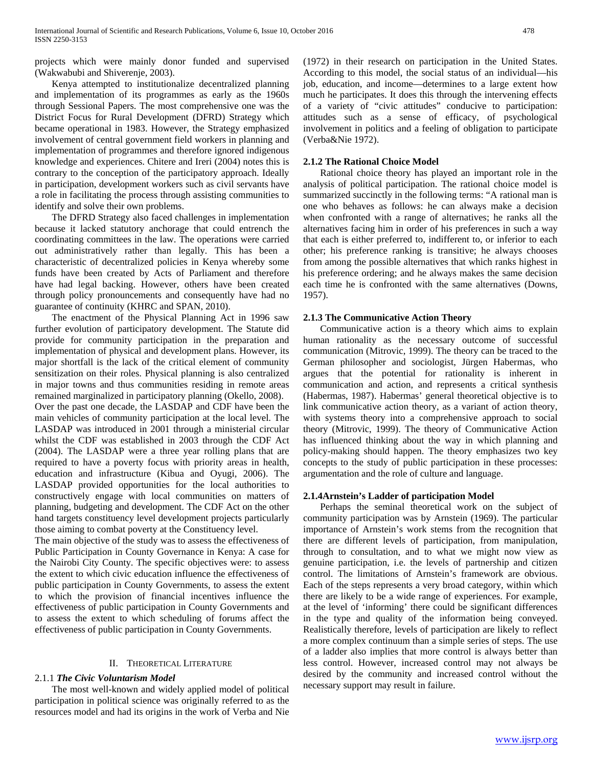projects which were mainly donor funded and supervised (Wakwabubi and Shiverenje, 2003).

Kenya attempted to institutionalize decentralized planning and implementation of its programmes as early as the 1960s through Sessional Papers. The most comprehensive one was the District Focus for Rural Development (DFRD) Strategy which became operational in 1983. However, the Strategy emphasized involvement of central government field workers in planning and implementation of programmes and therefore ignored indigenous knowledge and experiences. Chitere and Ireri (2004) notes this is contrary to the conception of the participatory approach. Ideally in participation, development workers such as civil servants have a role in facilitating the process through assisting communities to identify and solve their own problems.

The DFRD Strategy also faced challenges in implementation because it lacked statutory anchorage that could entrench the coordinating committees in the law. The operations were carried out administratively rather than legally. This has been a characteristic of decentralized policies in Kenya whereby some funds have been created by Acts of Parliament and therefore have had legal backing. However, others have been created through policy pronouncements and consequently have had no guarantee of continuity (KHRC and SPAN, 2010).

The enactment of the Physical Planning Act in 1996 saw further evolution of participatory development. The Statute did provide for community participation in the preparation and implementation of physical and development plans. However, its major shortfall is the lack of the critical element of community sensitization on their roles. Physical planning is also centralized in major towns and thus communities residing in remote areas remained marginalized in participatory planning (Okello, 2008).

Over the past one decade, the LASDAP and CDF have been the main vehicles of community participation at the local level. The LASDAP was introduced in 2001 through a ministerial circular whilst the CDF was established in 2003 through the CDF Act (2004). The LASDAP were a three year rolling plans that are required to have a poverty focus with priority areas in health, education and infrastructure (Kibua and Oyugi, 2006). The LASDAP provided opportunities for the local authorities to constructively engage with local communities on matters of planning, budgeting and development. The CDF Act on the other hand targets constituency level development projects particularly those aiming to combat poverty at the Constituency level.

The main objective of the study was to assess the effectiveness of Public Participation in County Governance in Kenya: A case for the Nairobi City County. The specific objectives were: to assess the extent to which civic education influence the effectiveness of public participation in County Governments, to assess the extent to which the provision of financial incentives influence the effectiveness of public participation in County Governments and to assess the extent to which scheduling of forums affect the effectiveness of public participation in County Governments.

## II. Theoretical Literature

### 2.1.1 *The Civic Voluntarism Model*

The most well-known and widely applied model of political participation in political science was originally referred to as the resources model and had its origins in the work of Verba and Nie (1972) in their research on participation in the United States. According to this model, the social status of an individual—his job, education, and income—determines to a large extent how much he participates. It does this through the intervening effects of a variety of "civic attitudes" conducive to participation: attitudes such as a sense of efficacy, of psychological involvement in politics and a feeling of obligation to participate (Verba&Nie 1972).

### 2.1.2 The Rational Choice Model

Rational choice theory has played an important role in the analysis of political participation. The rational choice model is summarized succinctly in the following terms: "A rational man is one who behaves as follows: he can always make a decision when confronted with a range of alternatives; he ranks all the alternatives facing him in order of his preferences in such a way that each is either preferred to, indifferent to, or inferior to each other; his preference ranking is transitive; he always chooses from among the possible alternatives that which ranks highest in his preference ordering; and he always makes the same decision each time he is confronted with the same alternatives (Downs, 1957).

### 2.1.3 The Communicative Action Theory

Communicative action is a theory which aims to explain human rationality as the necessary outcome of successful communication (Mitrovic, 1999). The theory can be traced to the German philosopher and sociologist, Jürgen Habermas, who argues that the potential for rationality is inherent in communication and action, and represents a critical synthesis (Habermas, 1987). Habermas' general theoretical objective is to link communicative action theory, as a variant of action theory, with systems theory into a comprehensive approach to social theory (Mitrovic, 1999). The theory of Communicative Action has influenced thinking about the way in which planning and policy-making should happen. The theory emphasizes two key concepts to the study of public participation in these processes: argumentation and the role of culture and language.

### 2.1.4Arnstein's Ladder of participation Model

Perhaps the seminal theoretical work on the subject of community participation was by Arnstein (1969). The particular importance of Arnstein's work stems from the recognition that there are different levels of participation, from manipulation, through to consultation, and to what we might now view as genuine participation, i.e. the levels of partnership and citizen control. The limitations of Arnstein's framework are obvious. Each of the steps represents a very broad category, within which there are likely to be a wide range of experiences. For example, at the level of 'informing' there could be significant differences in the type and quality of the information being conveyed. Realistically therefore, levels of participation are likely to reflect a more complex continuum than a simple series of steps. The use of a ladder also implies that more control is always better than less control. However, increased control may not always be desired by the community and increased control without the necessary support may result in failure.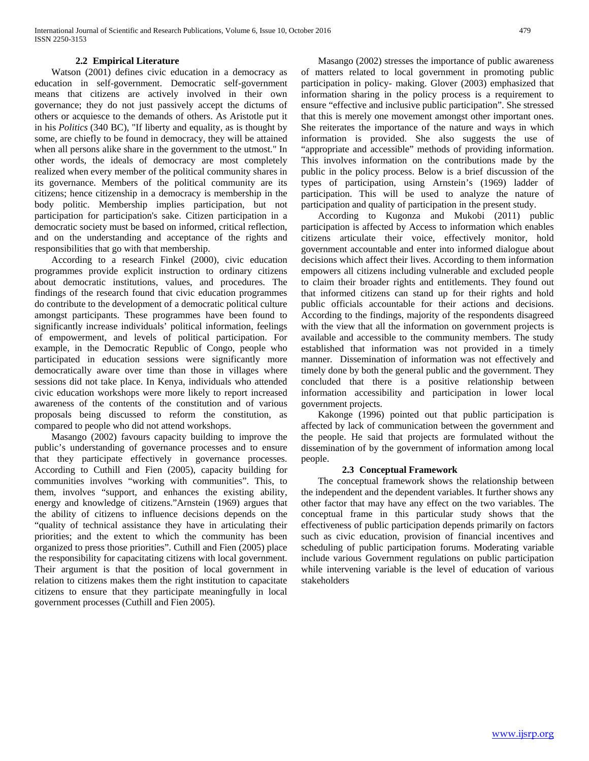### 2.2 Empirical Literature

Watson (2001) defines civic education in a democracy as education in self-government. Democratic self-government means that citizens are actively involved in their own governance; they do not just passively accept the dictums of others or acquiesce to the demands of others. As Aristotle put it in his *Politics* (340 BC), "If liberty and equality, as is thought by some, are chiefly to be found in democracy, they will be attained when all persons alike share in the government to the utmost." In other words, the ideals of democracy are most completely realized when every member of the political community shares in its governance. Members of the political community are its citizens; hence citizenship in a democracy is membership in the body politic. Membership implies participation, but not participation for participation's sake. Citizen participation in a democratic society must be based on informed, critical reflection, and on the understanding and acceptance of the rights and responsibilities that go with that membership.

According to a research Finkel (2000), civic education programmes provide explicit instruction to ordinary citizens about democratic institutions, values, and procedures. The findings of the research found that civic education programmes do contribute to the development of a democratic political culture amongst participants. These programmes have been found to significantly increase individuals' political information, feelings of empowerment, and levels of political participation. For example, in the Democratic Republic of Congo, people who participated in education sessions were significantly more democratically aware over time than those in villages where sessions did not take place. In Kenya, individuals who attended civic education workshops were more likely to report increased awareness of the contents of the constitution and of various proposals being discussed to reform the constitution, as compared to people who did not attend workshops.

Masango (2002) favours capacity building to improve the public's understanding of governance processes and to ensure that they participate effectively in governance processes. According to Cuthill and Fien (2005), capacity building for communities involves "working with communities". This, to them, involves "support, and enhances the existing ability, energy and knowledge of citizens."Arnstein (1969) argues that the ability of citizens to influence decisions depends on the "quality of technical assistance they have in articulating their priorities; and the extent to which the community has been organized to press those priorities". Cuthill and Fien (2005) place the responsibility for capacitating citizens with local government. Their argument is that the position of local government in relation to citizens makes them the right institution to capacitate citizens to ensure that they participate meaningfully in local government processes (Cuthill and Fien 2005).

Masango (2002) stresses the importance of public awareness of matters related to local government in promoting public participation in policy- making. Glover (2003) emphasized that information sharing in the policy process is a requirement to ensure "effective and inclusive public participation". She stressed that this is merely one movement amongst other important ones. She reiterates the importance of the nature and ways in which information is provided. She also suggests the use of "appropriate and accessible" methods of providing information. This involves information on the contributions made by the public in the policy process. Below is a brief discussion of the types of participation, using Arnstein's (1969) ladder of participation. This will be used to analyze the nature of participation and quality of participation in the present study.

According to Kugonza and Mukobi (2011) public participation is affected by Access to information which enables citizens articulate their voice, effectively monitor, hold government accountable and enter into informed dialogue about decisions which affect their lives. According to them information empowers all citizens including vulnerable and excluded people to claim their broader rights and entitlements. They found out that informed citizens can stand up for their rights and hold public officials accountable for their actions and decisions. According to the findings, majority of the respondents disagreed with the view that all the information on government projects is available and accessible to the community members. The study established that information was not provided in a timely manner. Dissemination of information was not effectively and timely done by both the general public and the government. They concluded that there is a positive relationship between information accessibility and participation in lower local government projects.

Kakonge (1996) pointed out that public participation is affected by lack of communication between the government and the people. He said that projects are formulated without the dissemination of by the government of information among local people.

### 2.3 Conceptual Framework

The conceptual framework shows the relationship between the independent and the dependent variables. It further shows any other factor that may have any effect on the two variables. The conceptual frame in this particular study shows that the effectiveness of public participation depends primarily on factors such as civic education, provision of financial incentives and scheduling of public participation forums. Moderating variable include various Government regulations on public participation while intervening variable is the level of education of various stakeholders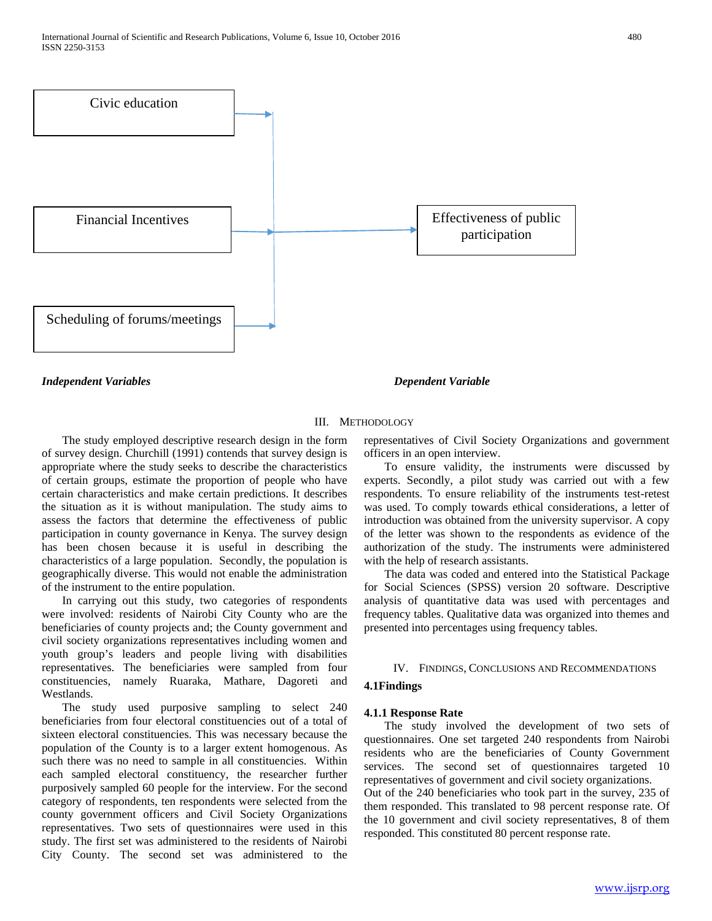Civic education

Financial Incentives

Scheduling of forums/meetings

Effectiveness of public participation

***Independent Variables*** ***Dependent Variable***

## III. Methodology

The study employed descriptive research design in the form of survey design. Churchill (1991) contends that survey design is appropriate where the study seeks to describe the characteristics of certain groups, estimate the proportion of people who have certain characteristics and make certain predictions. It describes the situation as it is without manipulation. The study aims to assess the factors that determine the effectiveness of public participation in county governance in Kenya. The survey design has been chosen because it is useful in describing the characteristics of a large population. Secondly, the population is geographically diverse. This would not enable the administration of the instrument to the entire population.

In carrying out this study, two categories of respondents were involved: residents of Nairobi City County who are the beneficiaries of county projects and; the County government and civil society organizations representatives including women and youth group's leaders and people living with disabilities representatives. The beneficiaries were sampled from four constituencies, namely Ruaraka, Mathare, Dagoreti and Westlands.

The study used purposive sampling to select 240 beneficiaries from four electoral constituencies out of a total of sixteen electoral constituencies. This was necessary because the population of the County is to a larger extent homogenous. As such there was no need to sample in all constituencies. Within each sampled electoral constituency, the researcher further purposively sampled 60 people for the interview. For the second category of respondents, ten respondents were selected from the county government officers and Civil Society Organizations representatives. Two sets of questionnaires were used in this study. The first set was administered to the residents of Nairobi City County. The second set was administered to the representatives of Civil Society Organizations and government officers in an open interview.

To ensure validity, the instruments were discussed by experts. Secondly, a pilot study was carried out with a few respondents. To ensure reliability of the instruments test-retest was used. To comply towards ethical considerations, a letter of introduction was obtained from the university supervisor. A copy of the letter was shown to the respondents as evidence of the authorization of the study. The instruments were administered with the help of research assistants.

The data was coded and entered into the Statistical Package for Social Sciences (SPSS) version 20 software. Descriptive analysis of quantitative data was used with percentages and frequency tables. Qualitative data was organized into themes and presented into percentages using frequency tables.

## IV. Findings, Conclusions and Recommendations

### 4.1Findings

#### 4.1.1 Response Rate

The study involved the development of two sets of questionnaires. One set targeted 240 respondents from Nairobi residents who are the beneficiaries of County Government services. The second set of questionnaires targeted 10 representatives of government and civil society organizations.

Out of the 240 beneficiaries who took part in the survey, 235 of them responded. This translated to 98 percent response rate. Of the 10 government and civil society representatives, 8 of them responded. This constituted 80 percent response rate.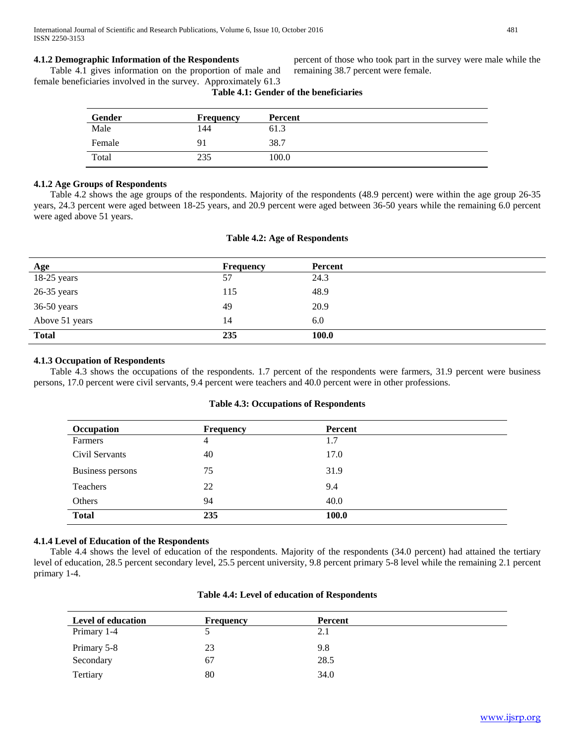### 4.1.2 Demographic Information of the Respondents

Table 4.1 gives information on the proportion of male and female beneficiaries involved in the survey. Approximately 61.3 percent of those who took part in the survey were male while the remaining 38.7 percent were female.

**Table 4.1: Gender of the beneficiaries**

| Gender | Frequency | Percent |
|---|---|---|
| Male | 144 | 61.3 |
| Female | 91 | 38.7 |
| Total | 235 | 100.0 |

### 4.1.2 Age Groups of Respondents

Table 4.2 shows the age groups of the respondents. Majority of the respondents (48.9 percent) were within the age group 26-35 years, 24.3 percent were aged between 18-25 years, and 20.9 percent were aged between 36-50 years while the remaining 6.0 percent were aged above 51 years.

**Table 4.2: Age of Respondents**

| Age | Frequency | Percent |
|---|---|---|
| 18-25 years | 57 | 24.3 |
| 26-35 years | 115 | 48.9 |
| 36-50 years | 49 | 20.9 |
| Above 51 years | 14 | 6.0 |
| **Total** | **235** | **100.0** |

### 4.1.3 Occupation of Respondents

Table 4.3 shows the occupations of the respondents. 1.7 percent of the respondents were farmers, 31.9 percent were business persons, 17.0 percent were civil servants, 9.4 percent were teachers and 40.0 percent were in other professions.

**Table 4.3: Occupations of Respondents**

| Occupation | Frequency | Percent |
|---|---|---|
| Farmers | 4 | 1.7 |
| Civil Servants | 40 | 17.0 |
| Business persons | 75 | 31.9 |
| Teachers | 22 | 9.4 |
| Others | 94 | 40.0 |
| **Total** | **235** | **100.0** |

### 4.1.4 Level of Education of the Respondents

Table 4.4 shows the level of education of the respondents. Majority of the respondents (34.0 percent) had attained the tertiary level of education, 28.5 percent secondary level, 25.5 percent university, 9.8 percent primary 5-8 level while the remaining 2.1 percent primary 1-4.

**Table 4.4: Level of education of Respondents**

| Level of education | Frequency | Percent |
|---|---|---|
| Primary 1-4 | 5 | 2.1 |
| Primary 5-8 | 23 | 9.8 |
| Secondary | 67 | 28.5 |
| Tertiary | 80 | 34.0 |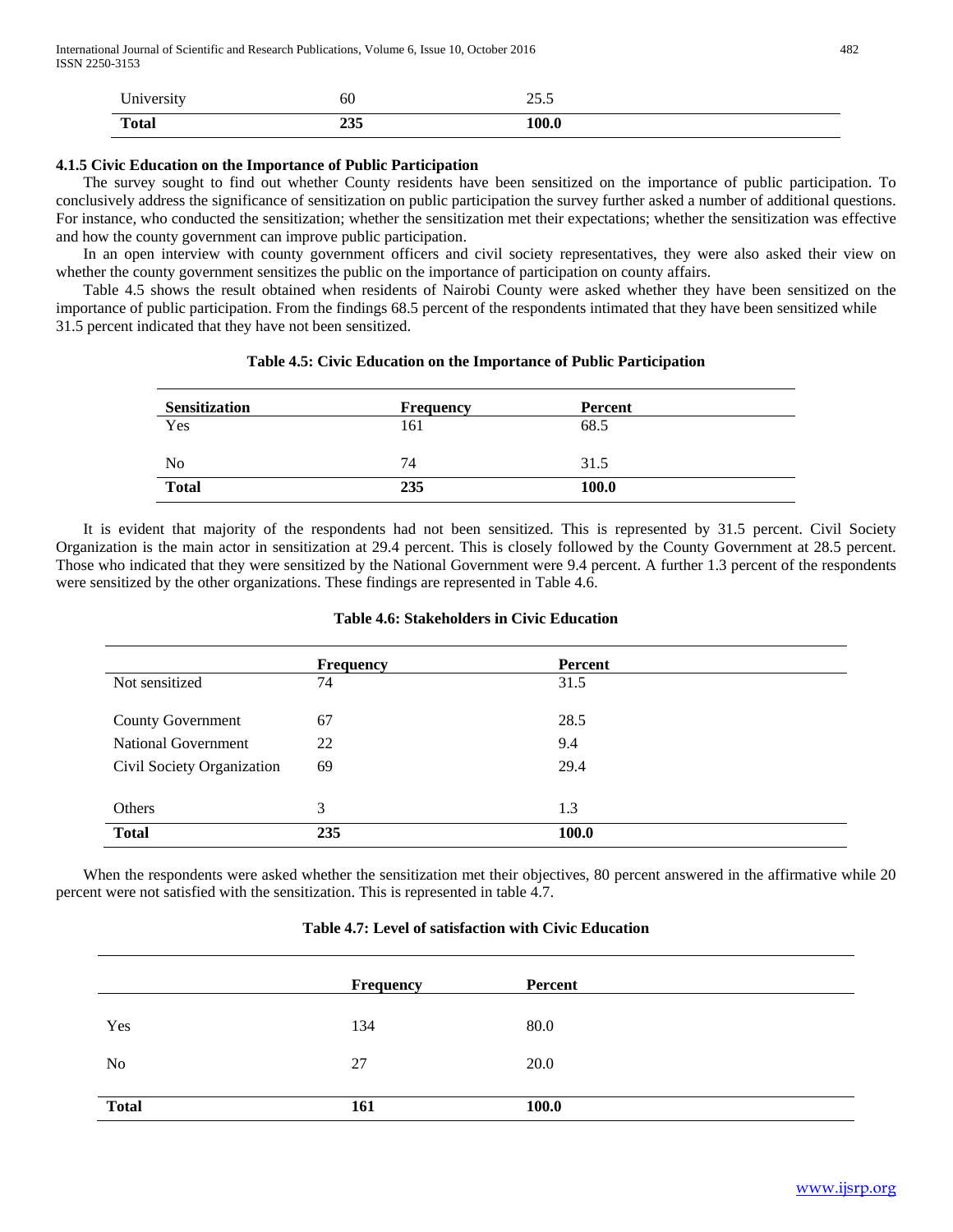| University | 60 | 25.5 |
|---|---|---|
| **Total** | **235** | **100.0** |

### 4.1.5 Civic Education on the Importance of Public Participation

The survey sought to find out whether County residents have been sensitized on the importance of public participation. To conclusively address the significance of sensitization on public participation the survey further asked a number of additional questions. For instance, who conducted the sensitization; whether the sensitization met their expectations; whether the sensitization was effective and how the county government can improve public participation.

In an open interview with county government officers and civil society representatives, they were also asked their view on whether the county government sensitizes the public on the importance of participation on county affairs.

Table 4.5 shows the result obtained when residents of Nairobi County were asked whether they have been sensitized on the importance of public participation. From the findings 68.5 percent of the respondents intimated that they have been sensitized while 31.5 percent indicated that they have not been sensitized.

**Table 4.5: Civic Education on the Importance of Public Participation**

| Sensitization | Frequency | Percent |
|---|---|---|
| Yes | 161 | 68.5 |
| No | 74 | 31.5 |
| **Total** | **235** | **100.0** |

It is evident that majority of the respondents had not been sensitized. This is represented by 31.5 percent. Civil Society Organization is the main actor in sensitization at 29.4 percent. This is closely followed by the County Government at 28.5 percent. Those who indicated that they were sensitized by the National Government were 9.4 percent. A further 1.3 percent of the respondents were sensitized by the other organizations. These findings are represented in Table 4.6.

**Table 4.6: Stakeholders in Civic Education**

| | Frequency | Percent |
|---|---|---|
| Not sensitized | 74 | 31.5 |
| County Government | 67 | 28.5 |
| National Government | 22 | 9.4 |
| Civil Society Organization | 69 | 29.4 |
| Others | 3 | 1.3 |
| **Total** | **235** | **100.0** |

When the respondents were asked whether the sensitization met their objectives, 80 percent answered in the affirmative while 20 percent were not satisfied with the sensitization. This is represented in table 4.7.

**Table 4.7: Level of satisfaction with Civic Education**

| | Frequency | Percent |
|---|---|---|
| Yes | 134 | 80.0 |
| No | 27 | 20.0 |
| **Total** | **161** | **100.0** |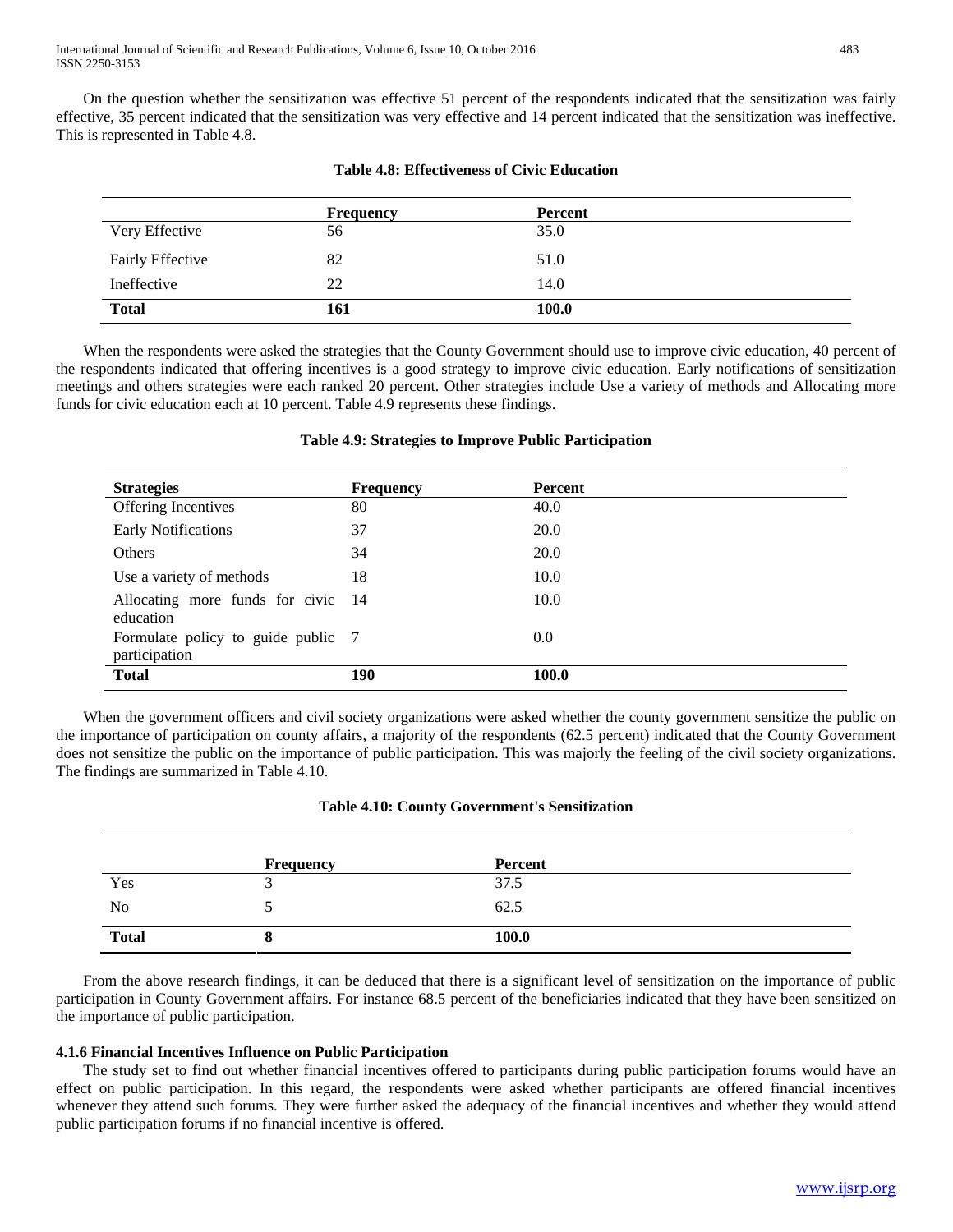On the question whether the sensitization was effective 51 percent of the respondents indicated that the sensitization was fairly effective, 35 percent indicated that the sensitization was very effective and 14 percent indicated that the sensitization was ineffective. This is represented in Table 4.8.

**Table 4.8: Effectiveness of Civic Education**

| | Frequency | Percent |
|---|---|---|
| Very Effective | 56 | 35.0 |
| Fairly Effective | 82 | 51.0 |
| Ineffective | 22 | 14.0 |
| **Total** | **161** | **100.0** |

When the respondents were asked the strategies that the County Government should use to improve civic education, 40 percent of the respondents indicated that offering incentives is a good strategy to improve civic education. Early notifications of sensitization meetings and others strategies were each ranked 20 percent. Other strategies include Use a variety of methods and Allocating more funds for civic education each at 10 percent. Table 4.9 represents these findings.

**Table 4.9: Strategies to Improve Public Participation**

| Strategies | Frequency | Percent |
|---|---|---|
| Offering Incentives | 80 | 40.0 |
| Early Notifications | 37 | 20.0 |
| Others | 34 | 20.0 |
| Use a variety of methods | 18 | 10.0 |
| Allocating more funds for civic education | 14 | 10.0 |
| Formulate policy to guide public participation | 7 | 0.0 |
| **Total** | **190** | **100.0** |

When the government officers and civil society organizations were asked whether the county government sensitize the public on the importance of participation on county affairs, a majority of the respondents (62.5 percent) indicated that the County Government does not sensitize the public on the importance of public participation. This was majorly the feeling of the civil society organizations. The findings are summarized in Table 4.10.

**Table 4.10: County Government's Sensitization**

| | Frequency | Percent |
|---|---|---|
| Yes | 3 | 37.5 |
| No | 5 | 62.5 |
| **Total** | **8** | **100.0** |

From the above research findings, it can be deduced that there is a significant level of sensitization on the importance of public participation in County Government affairs. For instance 68.5 percent of the beneficiaries indicated that they have been sensitized on the importance of public participation.

#### 4.1.6 Financial Incentives Influence on Public Participation

The study set to find out whether financial incentives offered to participants during public participation forums would have an effect on public participation. In this regard, the respondents were asked whether participants are offered financial incentives whenever they attend such forums. They were further asked the adequacy of the financial incentives and whether they would attend public participation forums if no financial incentive is offered.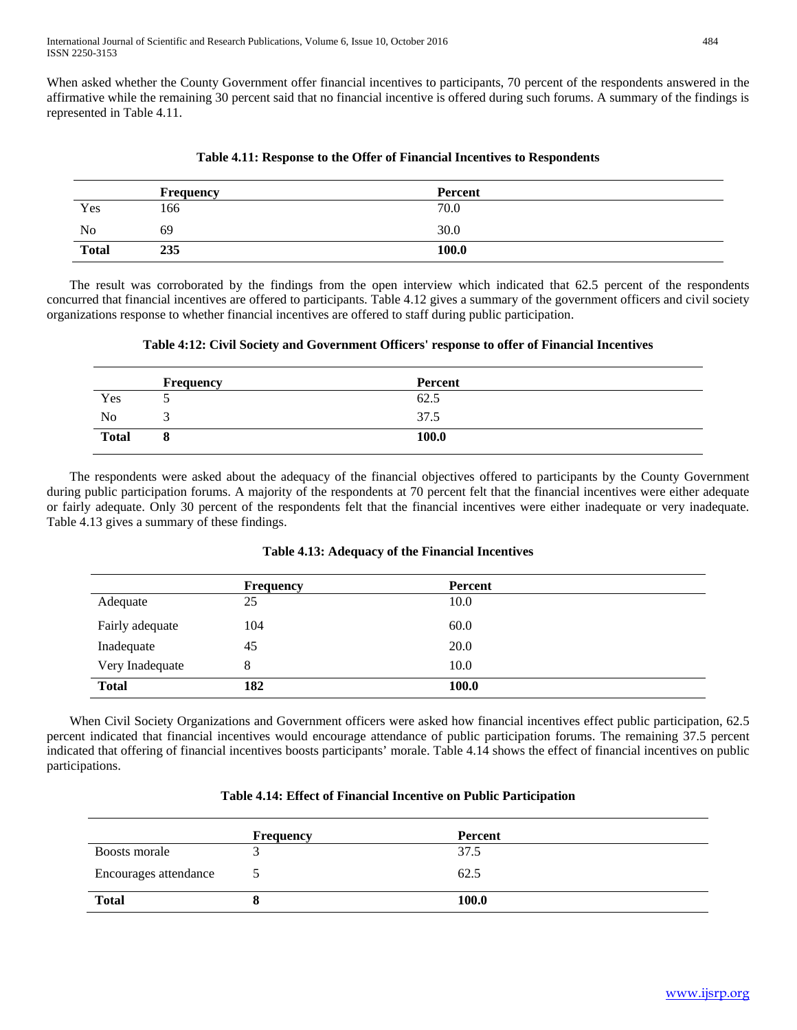When asked whether the County Government offer financial incentives to participants, 70 percent of the respondents answered in the affirmative while the remaining 30 percent said that no financial incentive is offered during such forums. A summary of the findings is represented in Table 4.11.

**Table 4.11: Response to the Offer of Financial Incentives to Respondents**

| | Frequency | Percent |
|---|---|---|
| Yes | 166 | 70.0 |
| No | 69 | 30.0 |
| **Total** | **235** | **100.0** |

The result was corroborated by the findings from the open interview which indicated that 62.5 percent of the respondents concurred that financial incentives are offered to participants. Table 4.12 gives a summary of the government officers and civil society organizations response to whether financial incentives are offered to staff during public participation.

**Table 4:12: Civil Society and Government Officers' response to offer of Financial Incentives**

| | Frequency | Percent |
|---|---|---|
| Yes | 5 | 62.5 |
| No | 3 | 37.5 |
| **Total** | **8** | **100.0** |

The respondents were asked about the adequacy of the financial objectives offered to participants by the County Government during public participation forums. A majority of the respondents at 70 percent felt that the financial incentives were either adequate or fairly adequate. Only 30 percent of the respondents felt that the financial incentives were either inadequate or very inadequate. Table 4.13 gives a summary of these findings.

**Table 4.13: Adequacy of the Financial Incentives**

| | Frequency | Percent |
|---|---|---|
| Adequate | 25 | 10.0 |
| Fairly adequate | 104 | 60.0 |
| Inadequate | 45 | 20.0 |
| Very Inadequate | 8 | 10.0 |
| **Total** | **182** | **100.0** |

When Civil Society Organizations and Government officers were asked how financial incentives effect public participation, 62.5 percent indicated that financial incentives would encourage attendance of public participation forums. The remaining 37.5 percent indicated that offering of financial incentives boosts participants' morale. Table 4.14 shows the effect of financial incentives on public participations.

**Table 4.14: Effect of Financial Incentive on Public Participation**

| | Frequency | Percent |
|---|---|---|
| Boosts morale | 3 | 37.5 |
| Encourages attendance | 5 | 62.5 |
| **Total** | **8** | **100.0** |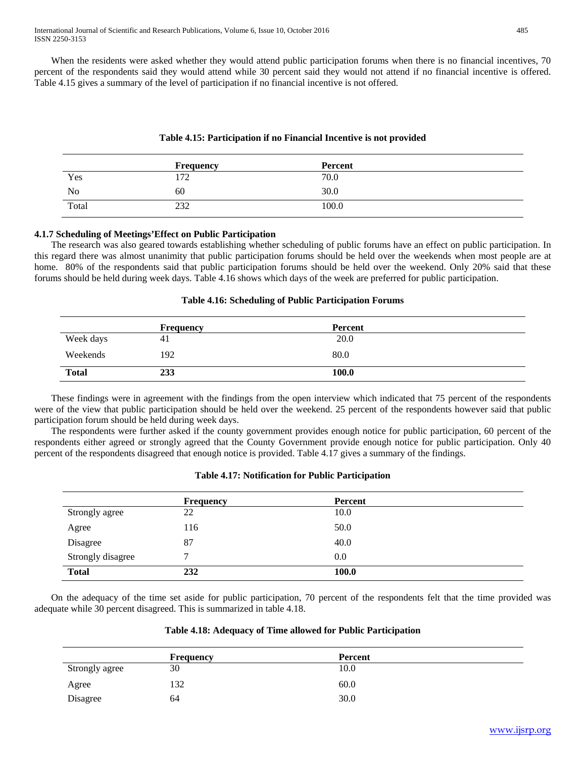When the residents were asked whether they would attend public participation forums when there is no financial incentives, 70 percent of the respondents said they would attend while 30 percent said they would not attend if no financial incentive is offered. Table 4.15 gives a summary of the level of participation if no financial incentive is not offered.

**Table 4.15: Participation if no Financial Incentive is not provided**

| | Frequency | Percent |
|---|---|---|
| Yes | 172 | 70.0 |
| No | 60 | 30.0 |
| Total | 232 | 100.0 |

### 4.1.7 Scheduling of Meetings'Effect on Public Participation

The research was also geared towards establishing whether scheduling of public forums have an effect on public participation. In this regard there was almost unanimity that public participation forums should be held over the weekends when most people are at home. 80% of the respondents said that public participation forums should be held over the weekend. Only 20% said that these forums should be held during week days. Table 4.16 shows which days of the week are preferred for public participation.

**Table 4.16: Scheduling of Public Participation Forums**

| | Frequency | Percent |
|---|---|---|
| Week days | 41 | 20.0 |
| Weekends | 192 | 80.0 |
| **Total** | **233** | **100.0** |

These findings were in agreement with the findings from the open interview which indicated that 75 percent of the respondents were of the view that public participation should be held over the weekend. 25 percent of the respondents however said that public participation forum should be held during week days.

The respondents were further asked if the county government provides enough notice for public participation, 60 percent of the respondents either agreed or strongly agreed that the County Government provide enough notice for public participation. Only 40 percent of the respondents disagreed that enough notice is provided. Table 4.17 gives a summary of the findings.

**Table 4.17: Notification for Public Participation**

| | Frequency | Percent |
|---|---|---|
| Strongly agree | 22 | 10.0 |
| Agree | 116 | 50.0 |
| Disagree | 87 | 40.0 |
| Strongly disagree | 7 | 0.0 |
| **Total** | **232** | **100.0** |

On the adequacy of the time set aside for public participation, 70 percent of the respondents felt that the time provided was adequate while 30 percent disagreed. This is summarized in table 4.18.

**Table 4.18: Adequacy of Time allowed for Public Participation**

| | Frequency | Percent |
|---|---|---|
| Strongly agree | 30 | 10.0 |
| Agree | 132 | 60.0 |
| Disagree | 64 | 30.0 |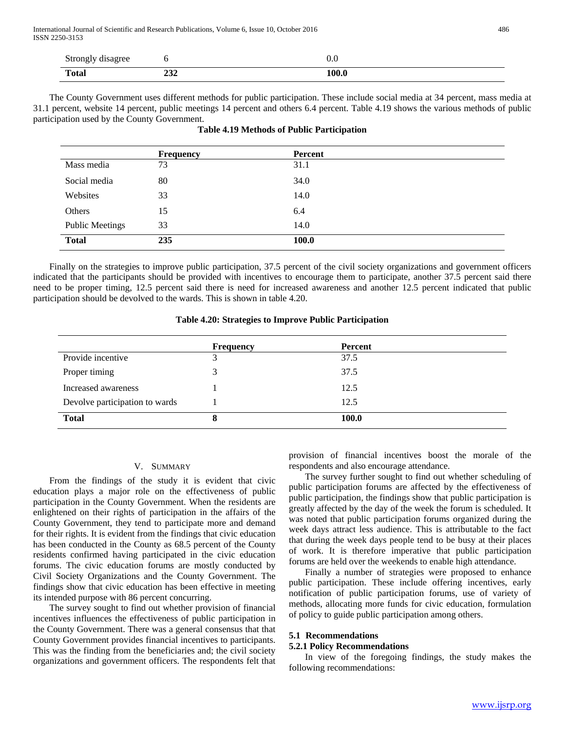| Strongly disagree | 6 | 0.0 |
|---|---|---|
| **Total** | **232** | **100.0** |

The County Government uses different methods for public participation. These include social media at 34 percent, mass media at 31.1 percent, website 14 percent, public meetings 14 percent and others 6.4 percent. Table 4.19 shows the various methods of public participation used by the County Government.

**Table 4.19 Methods of Public Participation**

| | Frequency | Percent |
|---|---|---|
| Mass media | 73 | 31.1 |
| Social media | 80 | 34.0 |
| Websites | 33 | 14.0 |
| Others | 15 | 6.4 |
| Public Meetings | 33 | 14.0 |
| **Total** | **235** | **100.0** |

Finally on the strategies to improve public participation, 37.5 percent of the civil society organizations and government officers indicated that the participants should be provided with incentives to encourage them to participate, another 37.5 percent said there need to be proper timing, 12.5 percent said there is need for increased awareness and another 12.5 percent indicated that public participation should be devolved to the wards. This is shown in table 4.20.

**Table 4.20: Strategies to Improve Public Participation**

| | Frequency | Percent |
|---|---|---|
| Provide incentive | 3 | 37.5 |
| Proper timing | 3 | 37.5 |
| Increased awareness | 1 | 12.5 |
| Devolve participation to wards | 1 | 12.5 |
| **Total** | **8** | **100.0** |

## V. Summary

From the findings of the study it is evident that civic education plays a major role on the effectiveness of public participation in the County Government. When the residents are enlightened on their rights of participation in the affairs of the County Government, they tend to participate more and demand for their rights. It is evident from the findings that civic education has been conducted in the County as 68.5 percent of the County residents confirmed having participated in the civic education forums. The civic education forums are mostly conducted by Civil Society Organizations and the County Government. The findings show that civic education has been effective in meeting its intended purpose with 86 percent concurring.

The survey sought to find out whether provision of financial incentives influences the effectiveness of public participation in the County Government. There was a general consensus that that County Government provides financial incentives to participants. This was the finding from the beneficiaries and; the civil society organizations and government officers. The respondents felt that provision of financial incentives boost the morale of the respondents and also encourage attendance.

The survey further sought to find out whether scheduling of public participation forums are affected by the effectiveness of public participation, the findings show that public participation is greatly affected by the day of the week the forum is scheduled. It was noted that public participation forums organized during the week days attract less audience. This is attributable to the fact that during the week days people tend to be busy at their places of work. It is therefore imperative that public participation forums are held over the weekends to enable high attendance.

Finally a number of strategies were proposed to enhance public participation. These include offering incentives, early notification of public participation forums, use of variety of methods, allocating more funds for civic education, formulation of policy to guide public participation among others.

### 5.1 Recommendations

#### 5.2.1 Policy Recommendations

In view of the foregoing findings, the study makes the following recommendations: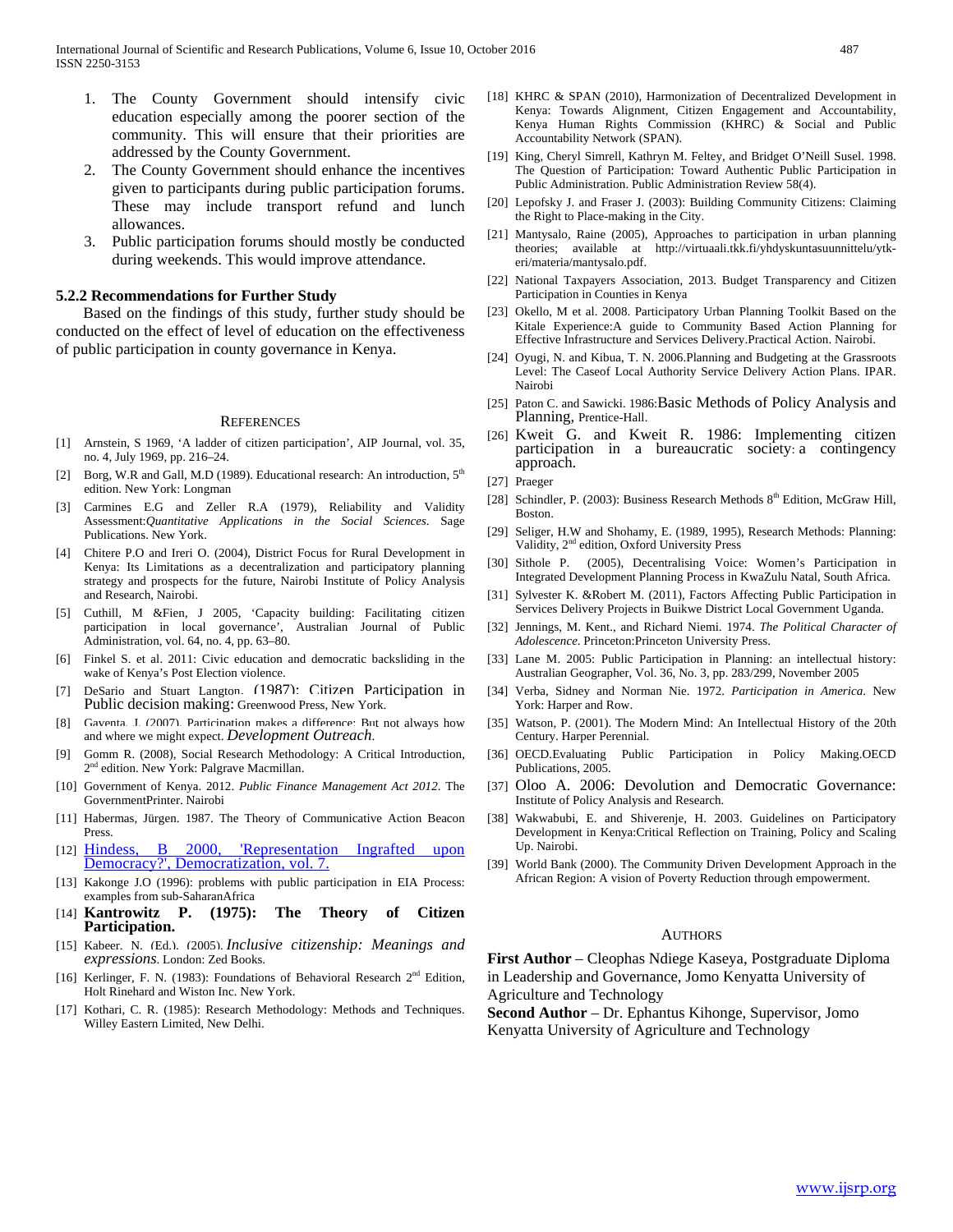1. The County Government should intensify civic education especially among the poorer section of the community. This will ensure that their priorities are addressed by the County Government.
2. The County Government should enhance the incentives given to participants during public participation forums. These may include transport refund and lunch allowances.
3. Public participation forums should mostly be conducted during weekends. This would improve attendance.

### 5.2.2 Recommendations for Further Study

Based on the findings of this study, further study should be conducted on the effect of level of education on the effectiveness of public participation in county governance in Kenya.

## References

[1] Arnstein, S 1969, 'A ladder of citizen participation', AIP Journal, vol. 35, no. 4, July 1969, pp. 216–24.

[2] Borg, W.R and Gall, M.D (1989). Educational research: An introduction, 5th edition. New York: Longman

[3] Carmines E.G and Zeller R.A (1979), Reliability and Validity Assessment:*Quantitative Applications in the Social Sciences*. Sage Publications. New York.

[4] Chitere P.O and Ireri O. (2004), District Focus for Rural Development in Kenya: Its Limitations as a decentralization and participatory planning strategy and prospects for the future, Nairobi Institute of Policy Analysis and Research, Nairobi.

[5] Cuthill, M &Fien, J 2005, 'Capacity building: Facilitating citizen participation in local governance', Australian Journal of Public Administration, vol. 64, no. 4, pp. 63–80.

[6] Finkel S. et al. 2011: Civic education and democratic backsliding in the wake of Kenya's Post Election violence.

[7] DeSario and Stuart Langton. (1987): Citizen Participation in Public decision making: Greenwood Press, New York.

[8] Gaventa, J. (2007). Participation makes a difference: But not always how and where we might expect. *Development Outreach*.

[9] Gomm R. (2008), Social Research Methodology: A Critical Introduction, 2nd edition. New York: Palgrave Macmillan.

[10] Government of Kenya. 2012. *Public Finance Management Act 2012*. The GovernmentPrinter. Nairobi

[11] Habermas, Jürgen. 1987. The Theory of Communicative Action Beacon Press.

[12] Hindess, B 2000, 'Representation Ingrafted upon Democracy?', Democratization, vol. 7.

[13] Kakonge J.O (1996): problems with public participation in EIA Process: examples from sub-SaharanAfrica

[14] **Kantrowitz P. (1975): The Theory of Citizen Participation.**

[15] Kabeer, N. (Ed.). (2005). *Inclusive citizenship: Meanings and expressions*. London: Zed Books.

[16] Kerlinger, F. N. (1983): Foundations of Behavioral Research 2nd Edition, Holt Rinehard and Wiston Inc. New York.

[17] Kothari, C. R. (1985): Research Methodology: Methods and Techniques. Willey Eastern Limited, New Delhi.

[18] KHRC & SPAN (2010), Harmonization of Decentralized Development in Kenya: Towards Alignment, Citizen Engagement and Accountability, Kenya Human Rights Commission (KHRC) & Social and Public Accountability Network (SPAN).

[19] King, Cheryl Simrell, Kathryn M. Feltey, and Bridget O'Neill Susel. 1998. The Question of Participation: Toward Authentic Public Participation in Public Administration. Public Administration Review 58(4).

[20] Lepofsky J. and Fraser J. (2003): Building Community Citizens: Claiming the Right to Place-making in the City.

[21] Mantysalo, Raine (2005), Approaches to participation in urban planning theories; available at http://virtuaali.tkk.fi/yhdyskuntasuunnittelu/ytk-eri/materia/mantysalo.pdf.

[22] National Taxpayers Association, 2013. Budget Transparency and Citizen Participation in Counties in Kenya

[23] Okello, M et al. 2008. Participatory Urban Planning Toolkit Based on the Kitale Experience:A guide to Community Based Action Planning for Effective Infrastructure and Services Delivery.Practical Action. Nairobi.

[24] Oyugi, N. and Kibua, T. N. 2006.Planning and Budgeting at the Grassroots Level: The Caseof Local Authority Service Delivery Action Plans. IPAR. Nairobi

[25] Paton C. and Sawicki. 1986:Basic Methods of Policy Analysis and Planning, Prentice-Hall.

[26] Kweit G. and Kweit R. 1986: Implementing citizen participation in a bureaucratic society: a contingency approach.

[27] Praeger

[28] Schindler, P. (2003): Business Research Methods 8th Edition, McGraw Hill, Boston.

[29] Seliger, H.W and Shohamy, E. (1989, 1995), Research Methods: Planning: Validity, 2nd edition, Oxford University Press

[30] Sithole P. (2005), Decentralising Voice: Women's Participation in Integrated Development Planning Process in KwaZulu Natal, South Africa.

[31] Sylvester K. &Robert M. (2011), Factors Affecting Public Participation in Services Delivery Projects in Buikwe District Local Government Uganda.

[32] Jennings, M. Kent., and Richard Niemi. 1974. *The Political Character of Adolescence*. Princeton:Princeton University Press.

[33] Lane M. 2005: Public Participation in Planning: an intellectual history: Australian Geographer, Vol. 36, No. 3, pp. 283/299, November 2005

[34] Verba, Sidney and Norman Nie. 1972. *Participation in America*. New York: Harper and Row.

[35] Watson, P. (2001). The Modern Mind: An Intellectual History of the 20th Century. Harper Perennial.

[36] OECD.Evaluating Public Participation in Policy Making.OECD Publications, 2005.

[37] Oloo A. 2006: Devolution and Democratic Governance: Institute of Policy Analysis and Research.

[38] Wakwabubi, E. and Shiverenje, H. 2003. Guidelines on Participatory Development in Kenya:Critical Reflection on Training, Policy and Scaling Up. Nairobi.

[39] World Bank (2000). The Community Driven Development Approach in the African Region: A vision of Poverty Reduction through empowerment.

## Authors

**First Author** – Cleophas Ndiege Kaseya, Postgraduate Diploma in Leadership and Governance, Jomo Kenyatta University of Agriculture and Technology

**Second Author** – Dr. Ephantus Kihonge, Supervisor, Jomo Kenyatta University of Agriculture and Technology